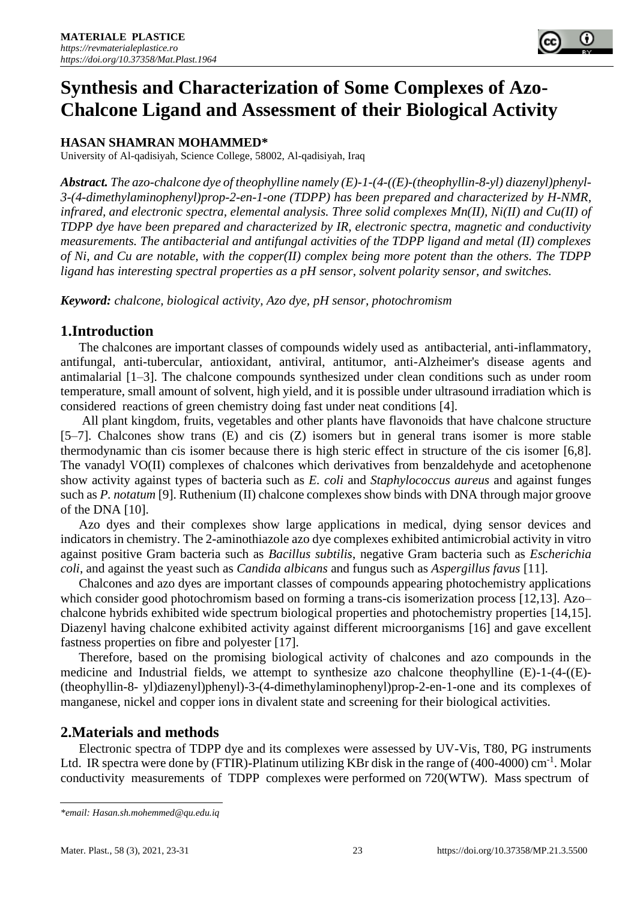# Synthesis and Characterization of Some Complexes of Azo-Chalcone Ligand and Assessment of their Biological Activity

**HASAN SHAMRAN MOHAMMED***

University of Al-qadisiyah, Science College, 58002, Al-qadisiyah, Iraq

***Abstract.*** *The azo-chalcone dye of theophylline namely (E)-1-(4-((E)-(theophyllin-8-yl) diazenyl)phenyl-3-(4-dimethylaminophenyl)prop-2-en-1-one (TDPP) has been prepared and characterized by H-NMR, infrared, and electronic spectra, elemental analysis. Three solid complexes Mn(II), Ni(II) and Cu(II) of TDPP dye have been prepared and characterized by IR, electronic spectra, magnetic and conductivity measurements. The antibacterial and antifungal activities of the TDPP ligand and metal (II) complexes of Ni, and Cu are notable, with the copper(II) complex being more potent than the others. The TDPP ligand has interesting spectral properties as a pH sensor, solvent polarity sensor, and switches.*

***Keyword:*** *chalcone, biological activity, Azo dye, pH sensor, photochromism*

## 1.Introduction

The chalcones are important classes of compounds widely used as antibacterial, anti-inflammatory, antifungal, anti-tubercular, antioxidant, antiviral, antitumor, anti-Alzheimer's disease agents and antimalarial [1–3]. The chalcone compounds synthesized under clean conditions such as under room temperature, small amount of solvent, high yield, and it is possible under ultrasound irradiation which is considered reactions of green chemistry doing fast under neat conditions [4].

All plant kingdom, fruits, vegetables and other plants have flavonoids that have chalcone structure [5–7]. Chalcones show trans (E) and cis (Z) isomers but in general trans isomer is more stable thermodynamic than cis isomer because there is high steric effect in structure of the cis isomer [6,8]. The vanadyl VO(II) complexes of chalcones which derivatives from benzaldehyde and acetophenone show activity against types of bacteria such as *E. coli* and *Staphylococcus aureus* and against funges such as *P. notatum* [9]. Ruthenium (II) chalcone complexes show binds with DNA through major groove of the DNA [10].

Azo dyes and their complexes show large applications in medical, dying sensor devices and indicators in chemistry. The 2-aminothiazole azo dye complexes exhibited antimicrobial activity in vitro against positive Gram bacteria such as *Bacillus subtilis*, negative Gram bacteria such as *Escherichia coli*, and against the yeast such as *Candida albicans* and fungus such as *Aspergillus favus* [11].

Chalcones and azo dyes are important classes of compounds appearing photochemistry applications which consider good photochromism based on forming a trans-cis isomerization process [12,13]. Azo–chalcone hybrids exhibited wide spectrum biological properties and photochemistry properties [14,15]. Diazenyl having chalcone exhibited activity against different microorganisms [16] and gave excellent fastness properties on fibre and polyester [17].

Therefore, based on the promising biological activity of chalcones and azo compounds in the medicine and Industrial fields, we attempt to synthesize azo chalcone theophylline (E)-1-(4-((E)-(theophyllin-8- yl)diazenyl)phenyl)-3-(4-dimethylaminophenyl)prop-2-en-1-one and its complexes of manganese, nickel and copper ions in divalent state and screening for their biological activities.

## 2.Materials and methods

Electronic spectra of TDPP dye and its complexes were assessed by UV-Vis, T80, PG instruments Ltd. IR spectra were done by (FTIR)-Platinum utilizing KBr disk in the range of (400-4000) $cm^{-1}$. Molar conductivity measurements of TDPP complexes were performed on 720(WTW). Mass spectrum of

*email: Hasan.sh.mohemmed@qu.edu.iq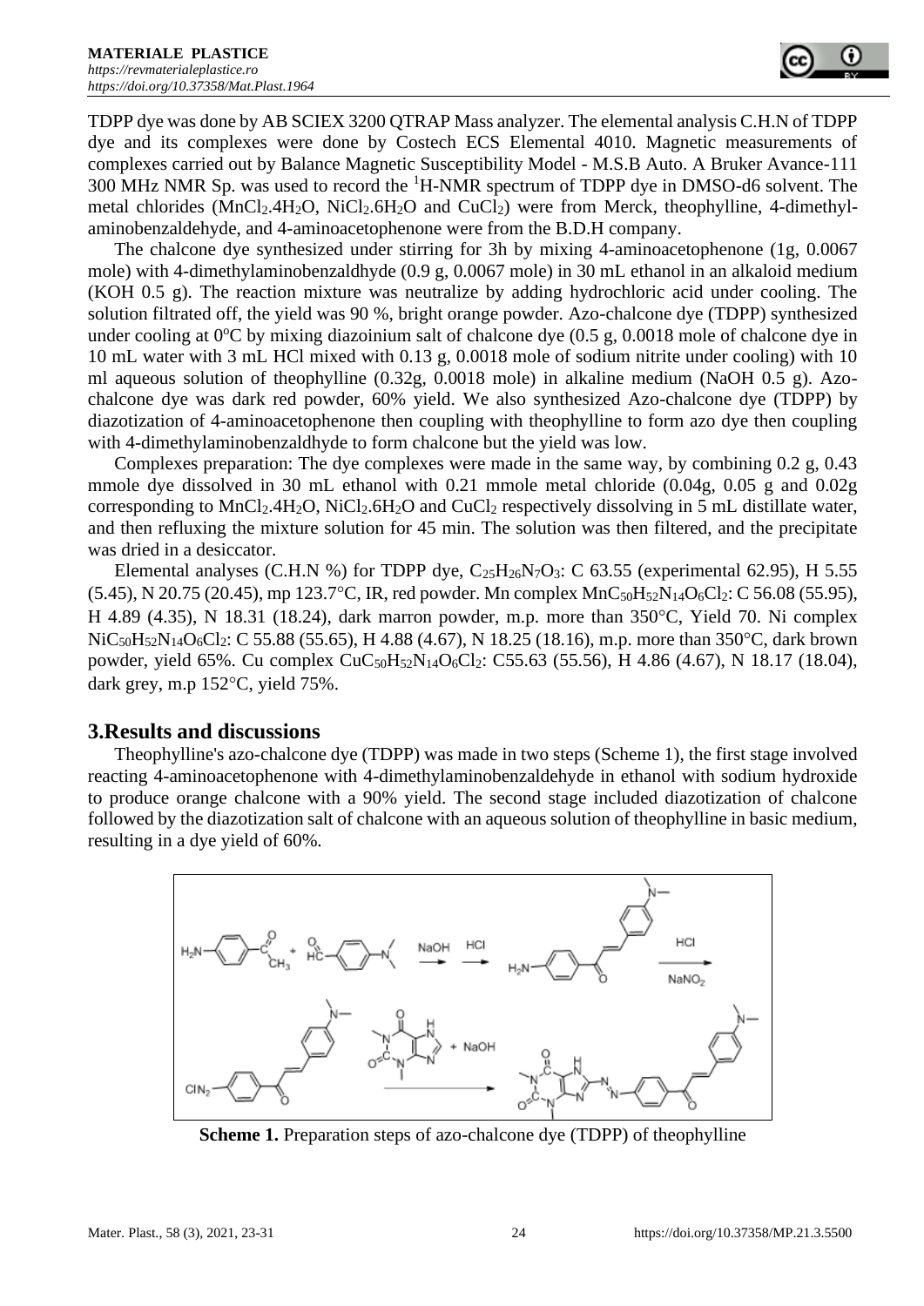TDPP dye was done by AB SCIEX 3200 QTRAP Mass analyzer. The elemental analysis C.H.N of TDPP dye and its complexes were done by Costech ECS Elemental 4010. Magnetic measurements of complexes carried out by Balance Magnetic Susceptibility Model - M.S.B Auto. A Bruker Avance-111 300 MHz NMR Sp. was used to record the $^1$H-NMR spectrum of TDPP dye in DMSO-d6 solvent. The metal chlorides ($MnCl_2.4H_2O$, $NiCl_2.6H_2O$ and $CuCl_2$) were from Merck, theophylline, 4-dimethyl-aminobenzaldehyde, and 4-aminoacetophenone were from the B.D.H company.

The chalcone dye synthesized under stirring for 3h by mixing 4-aminoacetophenone (1g, 0.0067 mole) with 4-dimethylaminobenzaldhyde (0.9 g, 0.0067 mole) in 30 mL ethanol in an alkaloid medium (KOH 0.5 g). The reaction mixture was neutralize by adding hydrochloric acid under cooling. The solution filtrated off, the yield was 90 %, bright orange powder. Azo-chalcone dye (TDPP) synthesized under cooling at 0$^o$C by mixing diazoinium salt of chalcone dye (0.5 g, 0.0018 mole of chalcone dye in 10 mL water with 3 mL HCl mixed with 0.13 g, 0.0018 mole of sodium nitrite under cooling) with 10 ml aqueous solution of theophylline (0.32g, 0.0018 mole) in alkaline medium (NaOH 0.5 g). Azo-chalcone dye was dark red powder, 60% yield. We also synthesized Azo-chalcone dye (TDPP) by diazotization of 4-aminoacetophenone then coupling with theophylline to form azo dye then coupling with 4-dimethylaminobenzaldhyde to form chalcone but the yield was low.

Complexes preparation: The dye complexes were made in the same way, by combining 0.2 g, 0.43 mmole dye dissolved in 30 mL ethanol with 0.21 mmole metal chloride (0.04g, 0.05 g and 0.02g corresponding to $MnCl_2.4H_2O$, $NiCl_2.6H_2O$ and $CuCl_2$ respectively dissolving in 5 mL distillate water, and then refluxing the mixture solution for 45 min. The solution was then filtered, and the precipitate was dried in a desiccator.

Elemental analyses (C.H.N %) for TDPP dye, $C_{25}H_{26}N_7O_3$: C 63.55 (experimental 62.95), H 5.55 (5.45), N 20.75 (20.45), mp 123.7°C, IR, red powder. Mn complex $MnC_{50}H_{52}N_{14}O_6Cl_2$: C 56.08 (55.95), H 4.89 (4.35), N 18.31 (18.24), dark marron powder, m.p. more than 350°C, Yield 70. Ni complex $NiC_{50}H_{52}N_{14}O_6Cl_2$: C 55.88 (55.65), H 4.88 (4.67), N 18.25 (18.16), m.p. more than 350°C, dark brown powder, yield 65%. Cu complex $CuC_{50}H_{52}N_{14}O_6Cl_2$: C55.63 (55.56), H 4.86 (4.67), N 18.17 (18.04), dark grey, m.p 152°C, yield 75%.

## 3.Results and discussions

Theophylline's azo-chalcone dye (TDPP) was made in two steps (Scheme 1), the first stage involved reacting 4-aminoacetophenone with 4-dimethylaminobenzaldehyde in ethanol with sodium hydroxide to produce orange chalcone with a 90% yield. The second stage included diazotization of chalcone followed by the diazotization salt of chalcone with an aqueous solution of theophylline in basic medium, resulting in a dye yield of 60%.

**Scheme 1.** Preparation steps of azo-chalcone dye (TDPP) of theophylline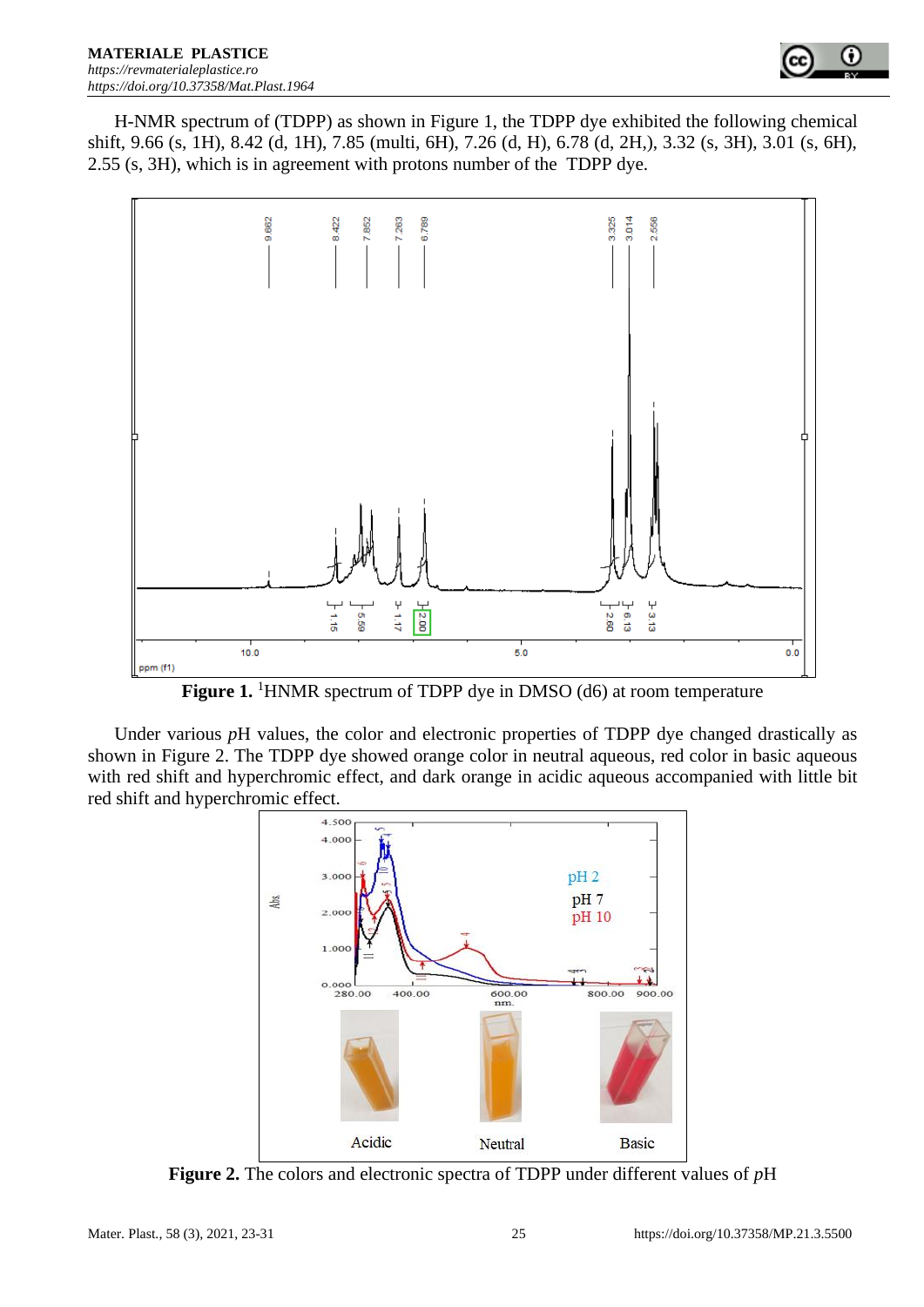H-NMR spectrum of (TDPP) as shown in Figure 1, the TDPP dye exhibited the following chemical shift, 9.66 (s, 1H), 8.42 (d, 1H), 7.85 (multi, 6H), 7.26 (d, H), 6.78 (d, 2H,), 3.32 (s, 3H), 3.01 (s, 6H), 2.55 (s, 3H), which is in agreement with protons number of the TDPP dye.

**Figure 1.** [1]HNMR spectrum of TDPP dye in DMSO (d6) at room temperature

Under various *p*H values, the color and electronic properties of TDPP dye changed drastically as shown in Figure 2. The TDPP dye showed orange color in neutral aqueous, red color in basic aqueous with red shift and hyperchromic effect, and dark orange in acidic aqueous accompanied with little bit red shift and hyperchromic effect.

**Figure 2.** The colors and electronic spectra of TDPP under different values of *p*H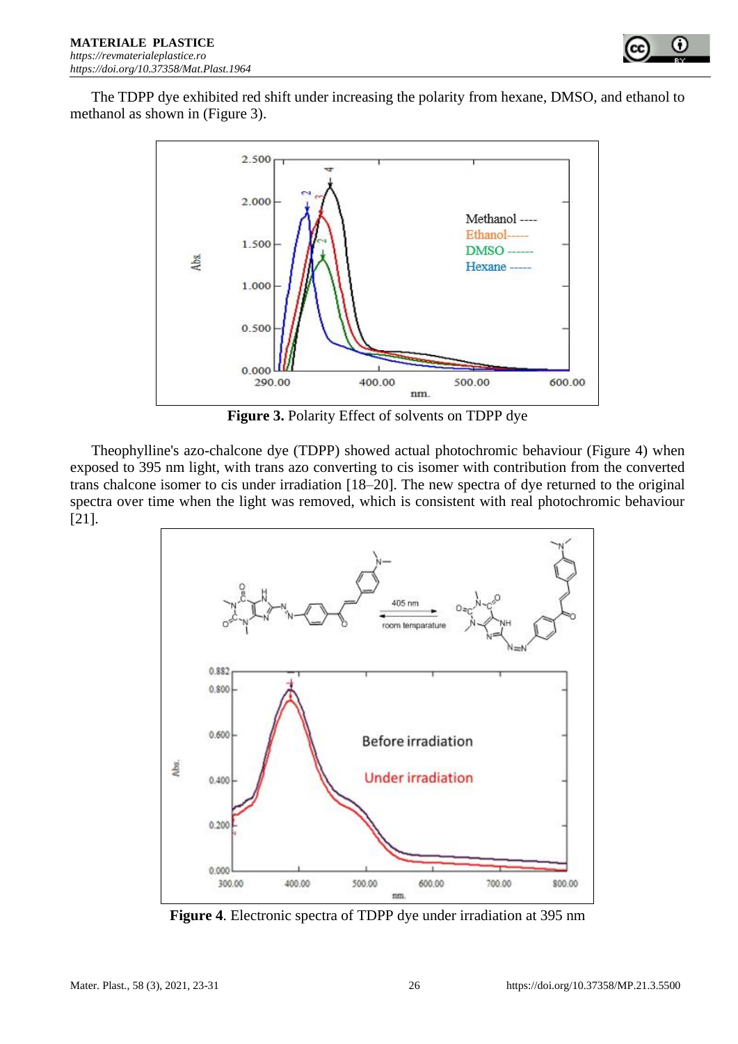The TDPP dye exhibited red shift under increasing the polarity from hexane, DMSO, and ethanol to methanol as shown in (Figure 3).

**Figure 3.** Polarity Effect of solvents on TDPP dye

Theophylline's azo-chalcone dye (TDPP) showed actual photochromic behaviour (Figure 4) when exposed to 395 nm light, with trans azo converting to cis isomer with contribution from the converted trans chalcone isomer to cis under irradiation [18–20]. The new spectra of dye returned to the original spectra over time when the light was removed, which is consistent with real photochromic behaviour [21].

**Figure 4**. Electronic spectra of TDPP dye under irradiation at 395 nm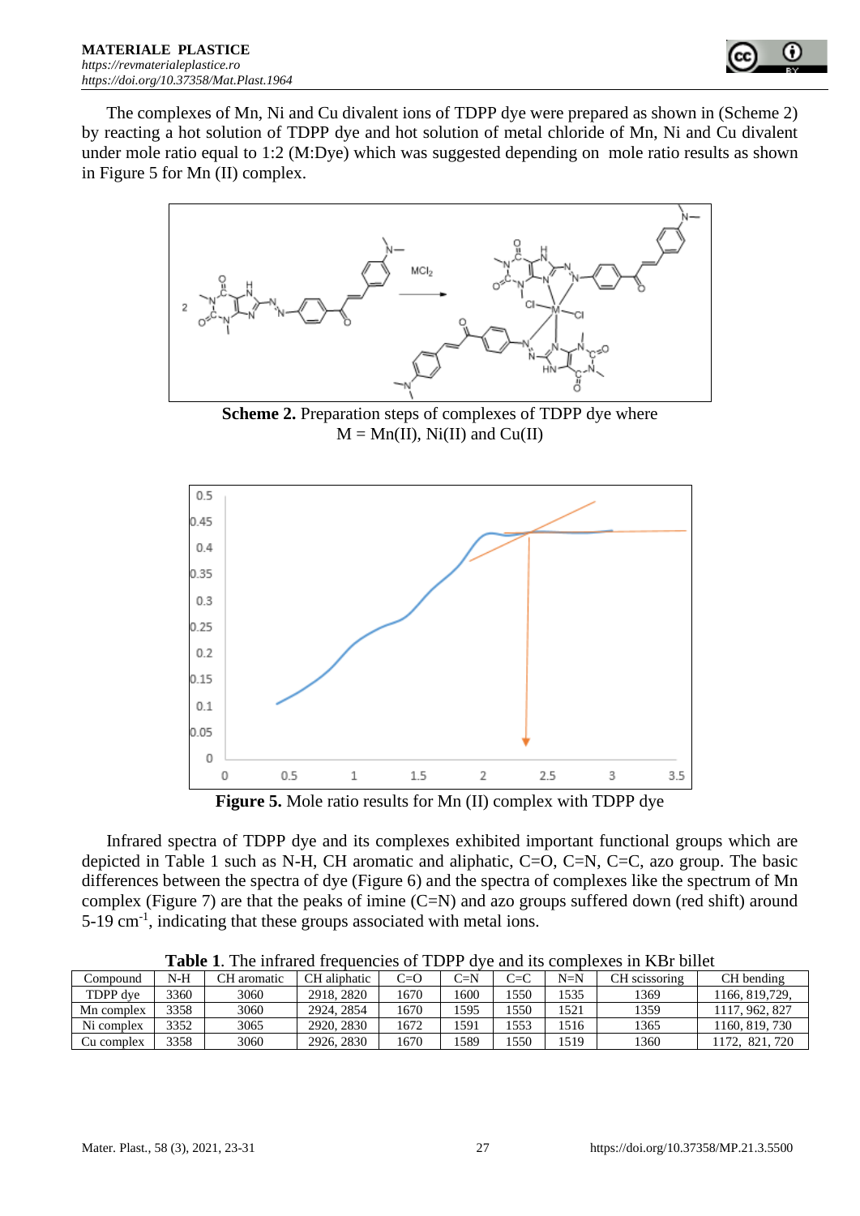The complexes of Mn, Ni and Cu divalent ions of TDPP dye were prepared as shown in (Scheme 2) by reacting a hot solution of TDPP dye and hot solution of metal chloride of Mn, Ni and Cu divalent under mole ratio equal to 1:2 (M:Dye) which was suggested depending on mole ratio results as shown in Figure 5 for Mn (II) complex.

**Scheme 2.** Preparation steps of complexes of TDPP dye where M = Mn(II), Ni(II) and Cu(II)

**Figure 5.** Mole ratio results for Mn (II) complex with TDPP dye

Infrared spectra of TDPP dye and its complexes exhibited important functional groups which are depicted in Table 1 such as N-H, CH aromatic and aliphatic, C=O, C=N, C=C, azo group. The basic differences between the spectra of dye (Figure 6) and the spectra of complexes like the spectrum of Mn complex (Figure 7) are that the peaks of imine (C=N) and azo groups suffered down (red shift) around 5-19 $cm^{-1}$, indicating that these groups associated with metal ions.

**Table 1**. The infrared frequencies of TDPP dye and its complexes in KBr billet

| Compound | N-H | CH aromatic | CH aliphatic | C=O | C=N | C=C | N=N | CH scissoring | CH bending |
|---|---|---|---|---|---|---|---|---|---|
| TDPP dye | 3360 | 3060 | 2918, 2820 | 1670 | 1600 | 1550 | 1535 | 1369 | 1166, 819,729, |
| Mn complex | 3358 | 3060 | 2924, 2854 | 1670 | 1595 | 1550 | 1521 | 1359 | 1117, 962, 827 |
| Ni complex | 3352 | 3065 | 2920, 2830 | 1672 | 1591 | 1553 | 1516 | 1365 | 1160, 819, 730 |
| Cu complex | 3358 | 3060 | 2926, 2830 | 1670 | 1589 | 1550 | 1519 | 1360 | 1172, 821, 720 |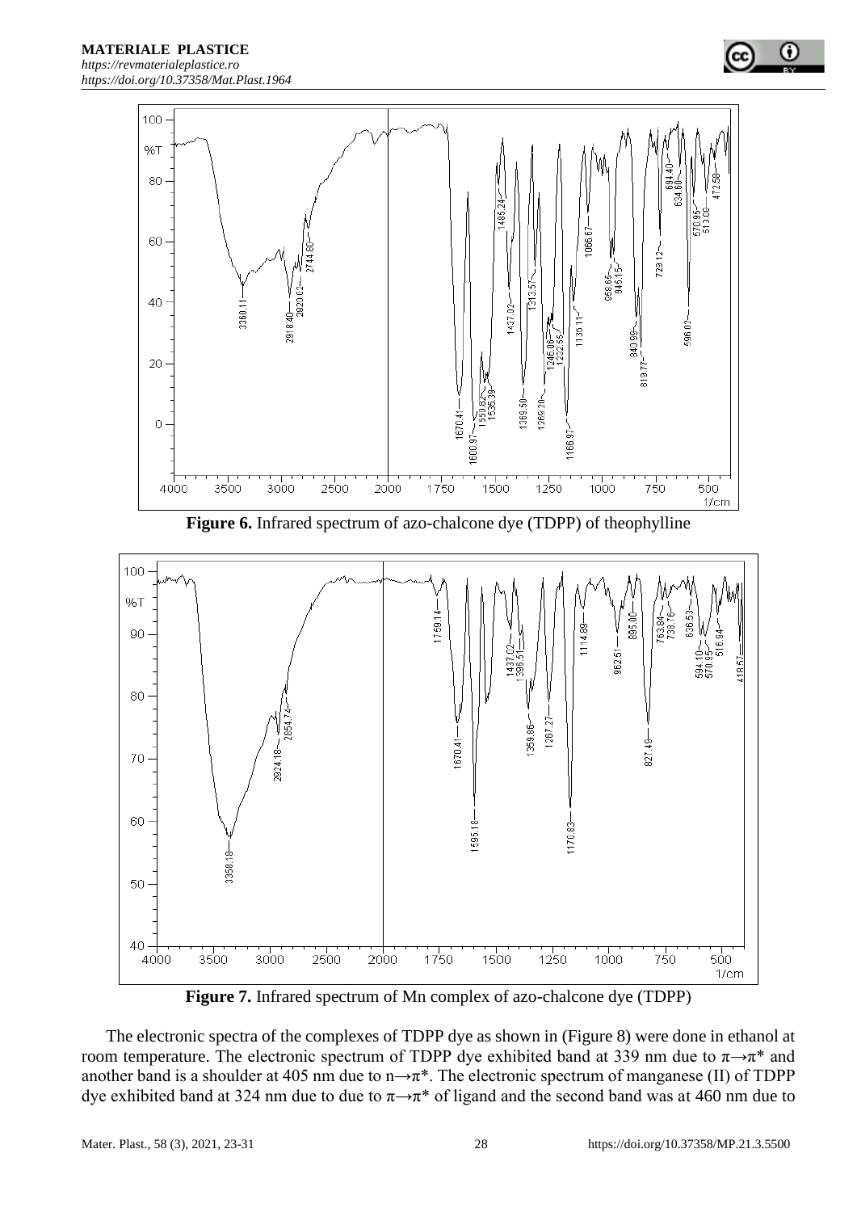**Figure 6.** Infrared spectrum of azo-chalcone dye (TDPP) of theophylline

**Figure 7.** Infrared spectrum of Mn complex of azo-chalcone dye (TDPP)

The electronic spectra of the complexes of TDPP dye as shown in (Figure 8) were done in ethanol at room temperature. The electronic spectrum of TDPP dye exhibited band at 339 nm due to $\pi \rightarrow \pi^*$ and another band is a shoulder at 405 nm due to $n \rightarrow \pi^*$. The electronic spectrum of manganese (II) of TDPP dye exhibited band at 324 nm due to due to $\pi \rightarrow \pi^*$ of ligand and the second band was at 460 nm due to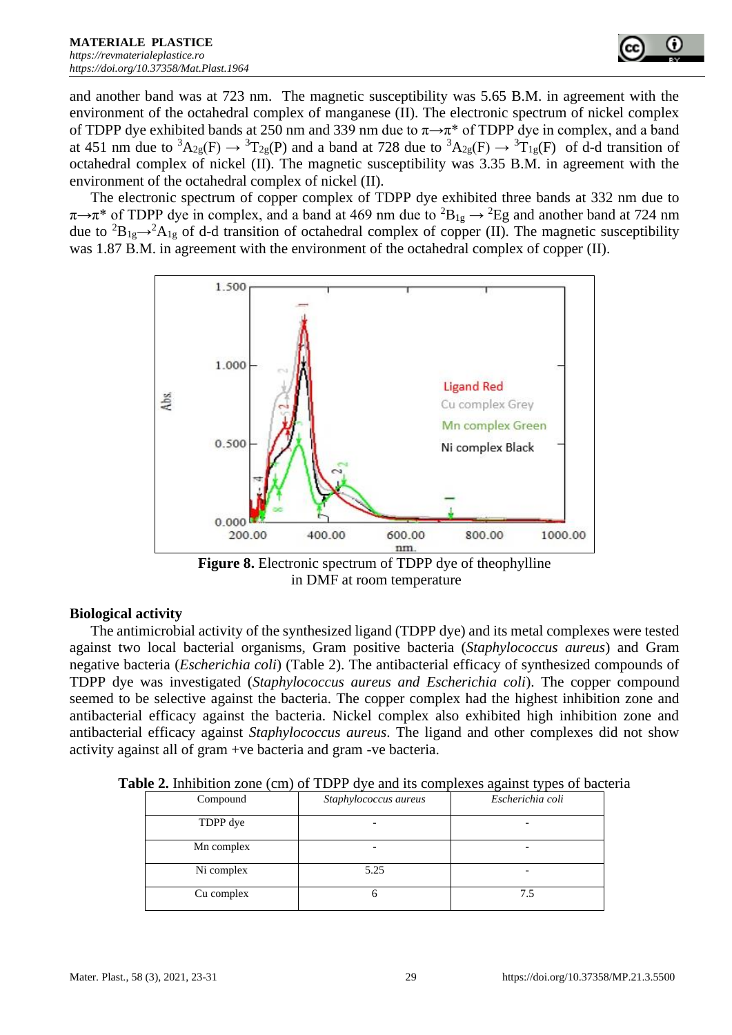and another band was at 723 nm. The magnetic susceptibility was 5.65 B.M. in agreement with the environment of the octahedral complex of manganese (II). The electronic spectrum of nickel complex of TDPP dye exhibited bands at 250 nm and 339 nm due to $\pi\rightarrow\pi^*$ of TDPP dye in complex, and a band at 451 nm due to $^3A_{2g}(F) \rightarrow {}^3T_{2g}(P)$ and a band at 728 due to $^3A_{2g}(F) \rightarrow {}^3T_{1g}(F)$ of d-d transition of octahedral complex of nickel (II). The magnetic susceptibility was 3.35 B.M. in agreement with the environment of the octahedral complex of nickel (II).

The electronic spectrum of copper complex of TDPP dye exhibited three bands at 332 nm due to $\pi\rightarrow\pi^*$ of TDPP dye in complex, and a band at 469 nm due to $^2B_{1g} \rightarrow {}^2Eg$ and another band at 724 nm due to $^2B_{1g}\rightarrow{}^2A_{1g}$ of d-d transition of octahedral complex of copper (II). The magnetic susceptibility was 1.87 B.M. in agreement with the environment of the octahedral complex of copper (II).

**Figure 8.** Electronic spectrum of TDPP dye of theophylline in DMF at room temperature

## Biological activity

The antimicrobial activity of the synthesized ligand (TDPP dye) and its metal complexes were tested against two local bacterial organisms, Gram positive bacteria (*Staphylococcus aureus*) and Gram negative bacteria (*Escherichia coli*) (Table 2). The antibacterial efficacy of synthesized compounds of TDPP dye was investigated (*Staphylococcus aureus and Escherichia coli*). The copper compound seemed to be selective against the bacteria. The copper complex had the highest inhibition zone and antibacterial efficacy against the bacteria. Nickel complex also exhibited high inhibition zone and antibacterial efficacy against *Staphylococcus aureus*. The ligand and other complexes did not show activity against all of gram +ve bacteria and gram -ve bacteria.

**Table 2.** Inhibition zone (cm) of TDPP dye and its complexes against types of bacteria

| Compound | *Staphylococcus aureus* | *Escherichia coli* |
|---|---|---|
| TDPP dye | - | - |
| Mn complex | - | - |
| Ni complex | 5.25 | - |
| Cu complex | 6 | 7.5 |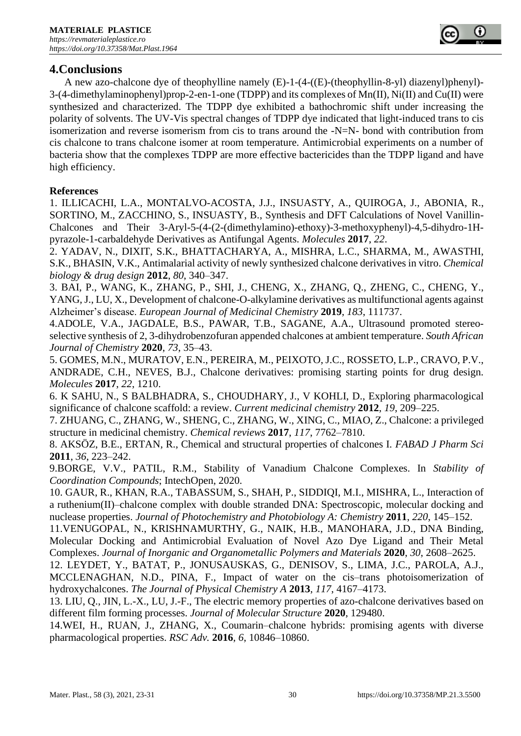## 4.Conclusions

A new azo-chalcone dye of theophylline namely (E)-1-(4-((E)-(theophyllin-8-yl) diazenyl)phenyl)-3-(4-dimethylaminophenyl)prop-2-en-1-one (TDPP) and its complexes of Mn(II), Ni(II) and Cu(II) were synthesized and characterized. The TDPP dye exhibited a bathochromic shift under increasing the polarity of solvents. The UV-Vis spectral changes of TDPP dye indicated that light-induced trans to cis isomerization and reverse isomerism from cis to trans around the -N=N- bond with contribution from cis chalcone to trans chalcone isomer at room temperature. Antimicrobial experiments on a number of bacteria show that the complexes TDPP are more effective bactericides than the TDPP ligand and have high efficiency.

**References**

1. ILLICACHI, L.A., MONTALVO-ACOSTA, J.J., INSUASTY, A., QUIROGA, J., ABONIA, R., SORTINO, M., ZACCHINO, S., INSUASTY, B., Synthesis and DFT Calculations of Novel Vanillin-Chalcones and Their 3-Aryl-5-(4-(2-(dimethylamino)-ethoxy)-3-methoxyphenyl)-4,5-dihydro-1H-pyrazole-1-carbaldehyde Derivatives as Antifungal Agents. *Molecules* **2017**, *22*.

2. YADAV, N., DIXIT, S.K., BHATTACHARYA, A., MISHRA, L.C., SHARMA, M., AWASTHI, S.K., BHASIN, V.K., Antimalarial activity of newly synthesized chalcone derivatives in vitro. *Chemical biology & drug design* **2012**, *80*, 340–347.

3. BAI, P., WANG, K., ZHANG, P., SHI, J., CHENG, X., ZHANG, Q., ZHENG, C., CHENG, Y., YANG, J., LU, X., Development of chalcone-O-alkylamine derivatives as multifunctional agents against Alzheimer's disease. *European Journal of Medicinal Chemistry* **2019**, *183*, 111737.

4. ADOLE, V.A., JAGDALE, B.S., PAWAR, T.B., SAGANE, A.A., Ultrasound promoted stereo-selective synthesis of 2, 3-dihydrobenzofuran appended chalcones at ambient temperature. *South African Journal of Chemistry* **2020**, *73*, 35–43.

5. GOMES, M.N., MURATOV, E.N., PEREIRA, M., PEIXOTO, J.C., ROSSETO, L.P., CRAVO, P.V., ANDRADE, C.H., NEVES, B.J., Chalcone derivatives: promising starting points for drug design. *Molecules* **2017**, *22*, 1210.

6. K SAHU, N., S BALBHADRA, S., CHOUDHARY, J., V KOHLI, D., Exploring pharmacological significance of chalcone scaffold: a review. *Current medicinal chemistry* **2012**, *19*, 209–225.

7. ZHUANG, C., ZHANG, W., SHENG, C., ZHANG, W., XING, C., MIAO, Z., Chalcone: a privileged structure in medicinal chemistry. *Chemical reviews* **2017**, *117*, 7762–7810.

8. AKSÖZ, B.E., ERTAN, R., Chemical and structural properties of chalcones I. *FABAD J Pharm Sci* **2011**, *36*, 223–242.

9. BORGE, V.V., PATIL, R.M., Stability of Vanadium Chalcone Complexes. In *Stability of Coordination Compounds*; IntechOpen, 2020.

10. GAUR, R., KHAN, R.A., TABASSUM, S., SHAH, P., SIDDIQI, M.I., MISHRA, L., Interaction of a ruthenium(II)–chalcone complex with double stranded DNA: Spectroscopic, molecular docking and nuclease properties. *Journal of Photochemistry and Photobiology A: Chemistry* **2011**, *220*, 145–152.

11. VENUGOPAL, N., KRISHNAMURTHY, G., NAIK, H.B., MANOHARA, J.D., DNA Binding, Molecular Docking and Antimicrobial Evaluation of Novel Azo Dye Ligand and Their Metal Complexes. *Journal of Inorganic and Organometallic Polymers and Materials* **2020**, *30*, 2608–2625.

12. LEYDET, Y., BATAT, P., JONUSAUSKAS, G., DENISOV, S., LIMA, J.C., PAROLA, A.J., MCCLENAGHAN, N.D., PINA, F., Impact of water on the cis–trans photoisomerization of hydroxychalcones. *The Journal of Physical Chemistry A* **2013**, *117*, 4167–4173.

13. LIU, Q., JIN, L.-X., LU, J.-F., The electric memory properties of azo-chalcone derivatives based on different film forming processes. *Journal of Molecular Structure* **2020**, 129480.

14. WEI, H., RUAN, J., ZHANG, X., Coumarin–chalcone hybrids: promising agents with diverse pharmacological properties. *RSC Adv.* **2016**, *6*, 10846–10860.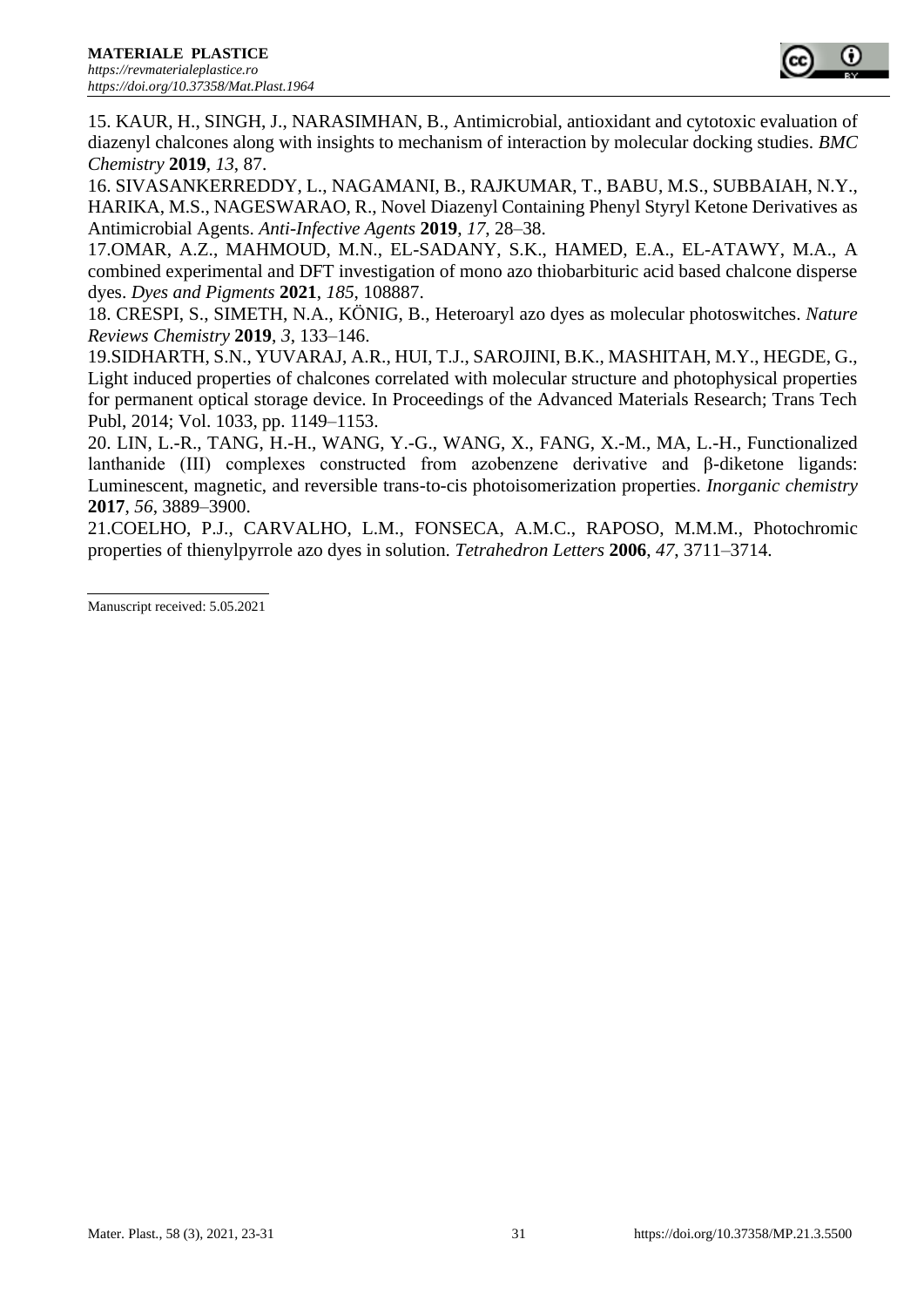15. KAUR, H., SINGH, J., NARASIMHAN, B., Antimicrobial, antioxidant and cytotoxic evaluation of diazenyl chalcones along with insights to mechanism of interaction by molecular docking studies. *BMC Chemistry* **2019**, *13*, 87.

16. SIVASANKERREDDY, L., NAGAMANI, B., RAJKUMAR, T., BABU, M.S., SUBBAIAH, N.Y., HARIKA, M.S., NAGESWARAO, R., Novel Diazenyl Containing Phenyl Styryl Ketone Derivatives as Antimicrobial Agents. *Anti-Infective Agents* **2019**, *17*, 28–38.

17.OMAR, A.Z., MAHMOUD, M.N., EL-SADANY, S.K., HAMED, E.A., EL-ATAWY, M.A., A combined experimental and DFT investigation of mono azo thiobarbituric acid based chalcone disperse dyes. *Dyes and Pigments* **2021**, *185*, 108887.

18. CRESPI, S., SIMETH, N.A., KÖNIG, B., Heteroaryl azo dyes as molecular photoswitches. *Nature Reviews Chemistry* **2019**, *3*, 133–146.

19.SIDHARTH, S.N., YUVARAJ, A.R., HUI, T.J., SAROJINI, B.K., MASHITAH, M.Y., HEGDE, G., Light induced properties of chalcones correlated with molecular structure and photophysical properties for permanent optical storage device. In Proceedings of the Advanced Materials Research; Trans Tech Publ, 2014; Vol. 1033, pp. 1149–1153.

20. LIN, L.-R., TANG, H.-H., WANG, Y.-G., WANG, X., FANG, X.-M., MA, L.-H., Functionalized lanthanide (III) complexes constructed from azobenzene derivative and β-diketone ligands: Luminescent, magnetic, and reversible trans-to-cis photoisomerization properties. *Inorganic chemistry* **2017**, *56*, 3889–3900.

21.COELHO, P.J., CARVALHO, L.M., FONSECA, A.M.C., RAPOSO, M.M.M., Photochromic properties of thienylpyrrole azo dyes in solution. *Tetrahedron Letters* **2006**, *47*, 3711–3714.

Manuscript received: 5.05.2021